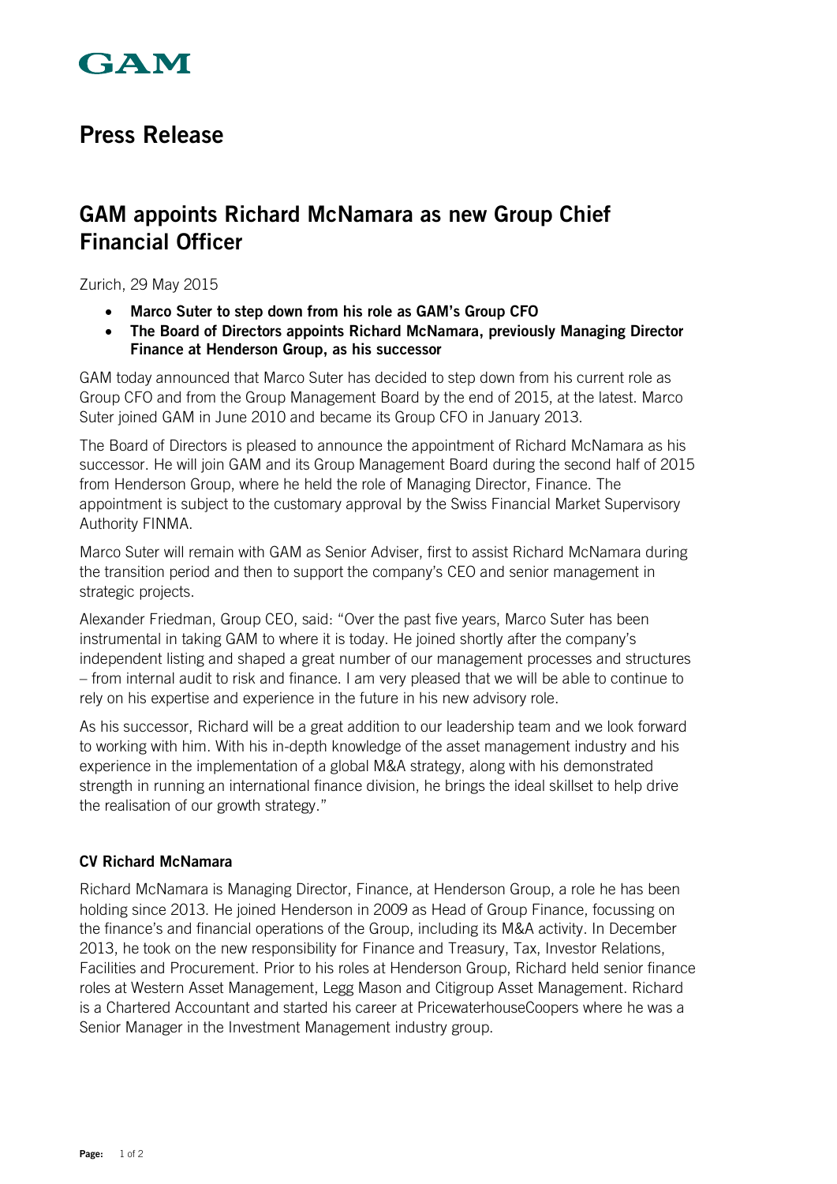GAM

# Press Release

## GAM appoints Richard McNamara as new Group Chief Financial Officer

Zurich, 29 May 2015

- **Marco Suter to step down from his role as GAM's Group CFO**
- **The Board of Directors appoints Richard McNamara, previously Managing Director Finance at Henderson Group, as his successor**

GAM today announced that Marco Suter has decided to step down from his current role as Group CFO and from the Group Management Board by the end of 2015, at the latest. Marco Suter joined GAM in June 2010 and became its Group CFO in January 2013.

The Board of Directors is pleased to announce the appointment of Richard McNamara as his successor. He will join GAM and its Group Management Board during the second half of 2015 from Henderson Group, where he held the role of Managing Director, Finance. The appointment is subject to the customary approval by the Swiss Financial Market Supervisory Authority FINMA.

Marco Suter will remain with GAM as Senior Adviser, first to assist Richard McNamara during the transition period and then to support the company's CEO and senior management in strategic projects.

Alexander Friedman, Group CEO, said: "Over the past five years, Marco Suter has been instrumental in taking GAM to where it is today. He joined shortly after the company's independent listing and shaped a great number of our management processes and structures – from internal audit to risk and finance. I am very pleased that we will be able to continue to rely on his expertise and experience in the future in his new advisory role.

As his successor, Richard will be a great addition to our leadership team and we look forward to working with him. With his in-depth knowledge of the asset management industry and his experience in the implementation of a global M&A strategy, along with his demonstrated strength in running an international finance division, he brings the ideal skillset to help drive the realisation of our growth strategy."

### CV Richard McNamara

Richard McNamara is Managing Director, Finance, at Henderson Group, a role he has been holding since 2013. He joined Henderson in 2009 as Head of Group Finance, focussing on the finance's and financial operations of the Group, including its M&A activity. In December 2013, he took on the new responsibility for Finance and Treasury, Tax, Investor Relations, Facilities and Procurement. Prior to his roles at Henderson Group, Richard held senior finance roles at Western Asset Management, Legg Mason and Citigroup Asset Management. Richard is a Chartered Accountant and started his career at PricewaterhouseCoopers where he was a Senior Manager in the Investment Management industry group.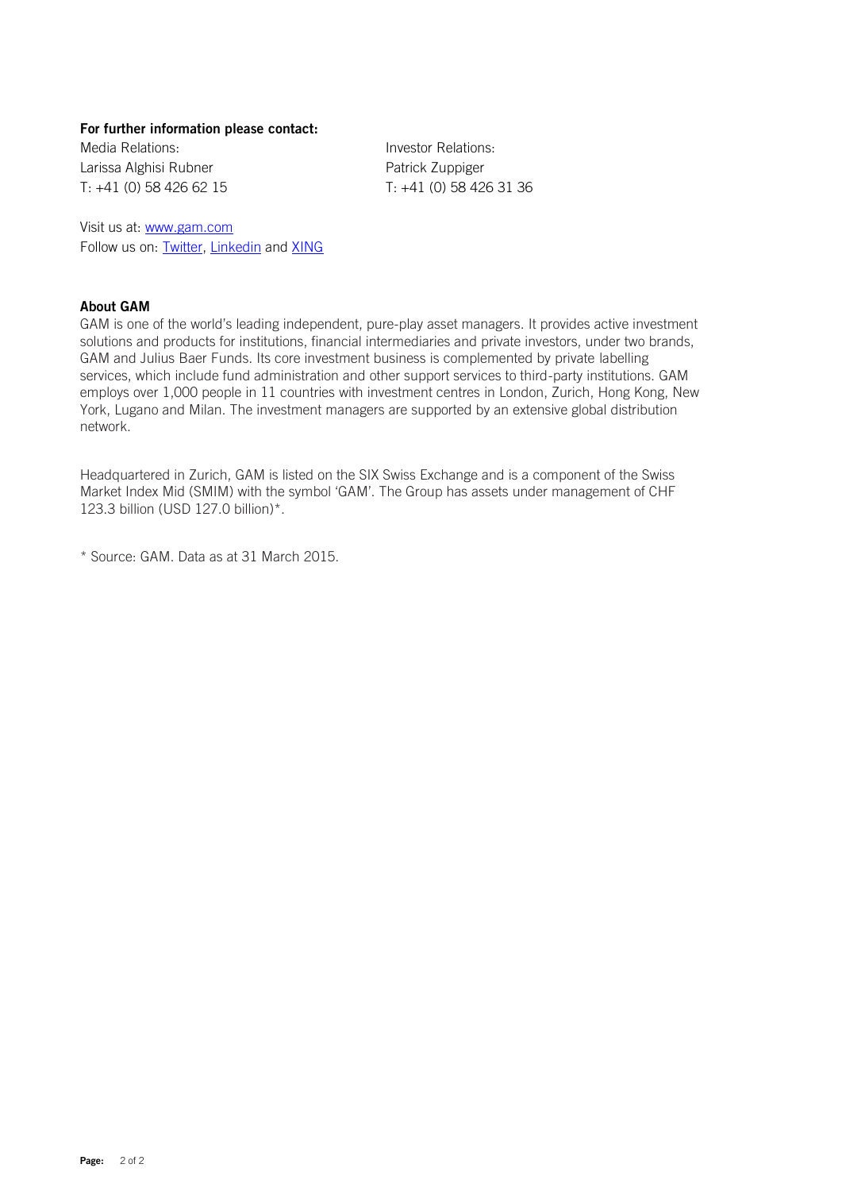**For further information please contact:**

Media Relations:
Larissa Alghisi Rubner
T: +41 (0) 58 426 62 15

Investor Relations:
Patrick Zuppiger
T: +41 (0) 58 426 31 36

Visit us at: [www.gam.com](http://www.gam.com)
Follow us on: Twitter, Linkedin and XING

**About GAM**

GAM is one of the world's leading independent, pure-play asset managers. It provides active investment solutions and products for institutions, financial intermediaries and private investors, under two brands, GAM and Julius Baer Funds. Its core investment business is complemented by private labelling services, which include fund administration and other support services to third-party institutions. GAM employs over 1,000 people in 11 countries with investment centres in London, Zurich, Hong Kong, New York, Lugano and Milan. The investment managers are supported by an extensive global distribution network.

Headquartered in Zurich, GAM is listed on the SIX Swiss Exchange and is a component of the Swiss Market Index Mid (SMIM) with the symbol 'GAM'. The Group has assets under management of CHF 123.3 billion (USD 127.0 billion)*.

* Source: GAM. Data as at 31 March 2015.